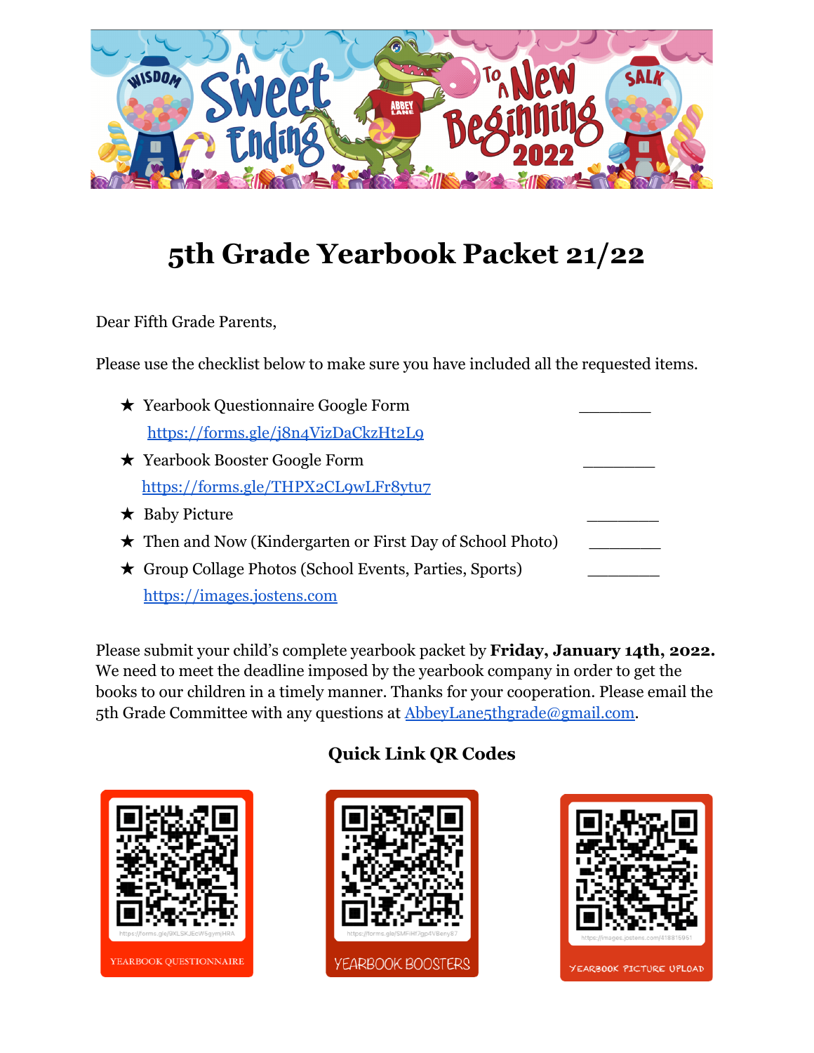# 5th Grade Yearbook Packet 21/22

Dear Fifth Grade Parents,

Please use the checklist below to make sure you have included all the requested items.

- ★ Yearbook Questionnaire Google Form ________
  https://forms.gle/j8n4VizDaCkzHt2L9
- ★ Yearbook Booster Google Form ________
  https://forms.gle/THPX2CL9wLFr8ytu7
- ★ Baby Picture ________
- ★ Then and Now (Kindergarten or First Day of School Photo) ________
- ★ Group Collage Photos (School Events, Parties, Sports) ________
  https://images.jostens.com

Please submit your child's complete yearbook packet by **Friday, January 14th, 2022.** We need to meet the deadline imposed by the yearbook company in order to get the books to our children in a timely manner. Thanks for your cooperation. Please email the 5th Grade Committee with any questions at AbbeyLane5thgrade@gmail.com.

## Quick Link QR Codes

https://forms.gle/9XLSKJEcW5gymjHRA
YEARBOOK QUESTIONNAIRE

https://forms.gle/SMFiHf7gp4VBery87
YEARBOOK BOOSTERS

https://images.jostens.com/418815951
YEARBOOK PICTURE UPLOAD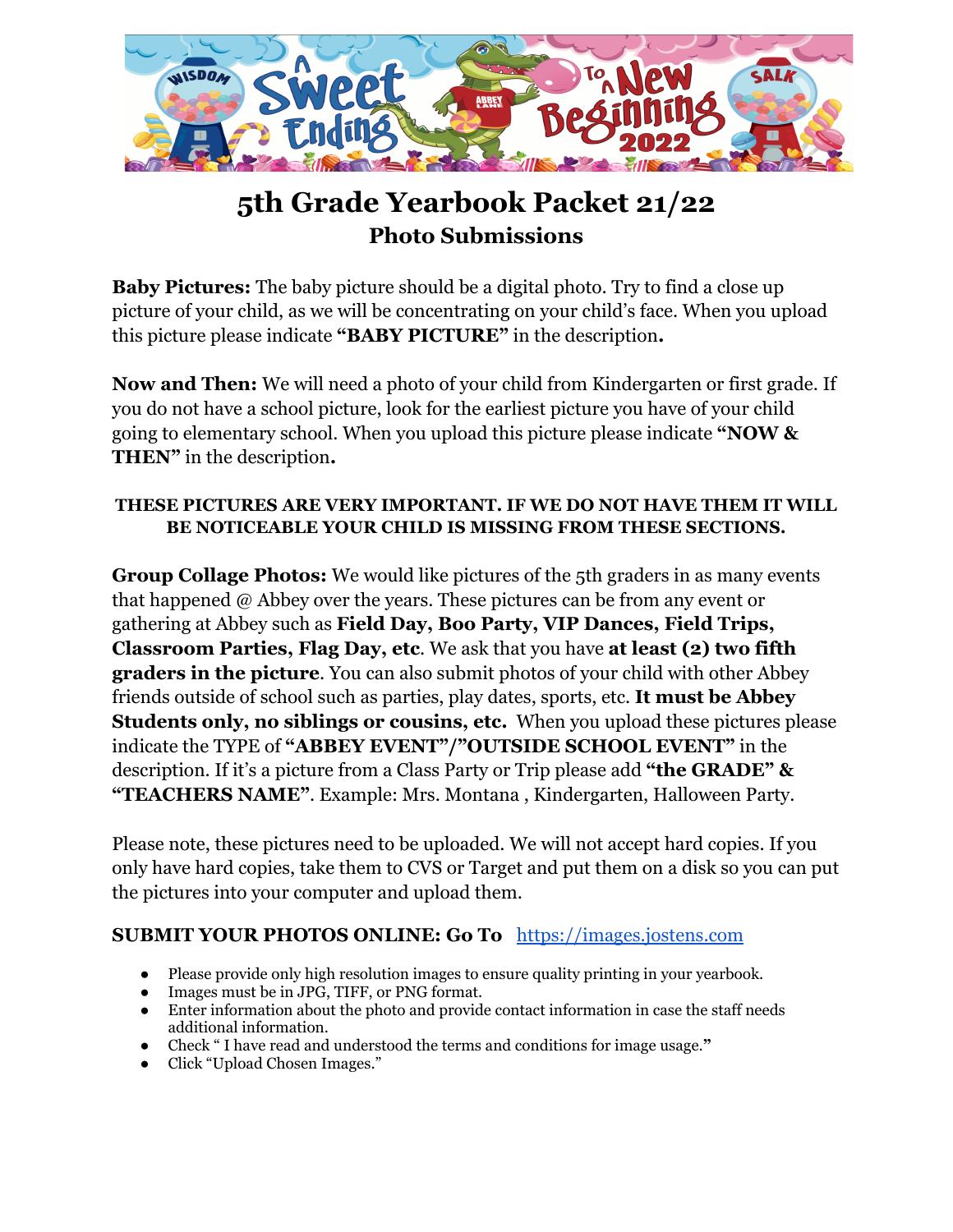# 5th Grade Yearbook Packet 21/22

## Photo Submissions

**Baby Pictures:** The baby picture should be a digital photo. Try to find a close up picture of your child, as we will be concentrating on your child's face. When you upload this picture please indicate **"BABY PICTURE"** in the description**.**

**Now and Then:** We will need a photo of your child from Kindergarten or first grade. If you do not have a school picture, look for the earliest picture you have of your child going to elementary school. When you upload this picture please indicate **"NOW & THEN"** in the description**.**

**THESE PICTURES ARE VERY IMPORTANT. IF WE DO NOT HAVE THEM IT WILL BE NOTICEABLE YOUR CHILD IS MISSING FROM THESE SECTIONS.**

**Group Collage Photos:** We would like pictures of the 5th graders in as many events that happened @ Abbey over the years. These pictures can be from any event or gathering at Abbey such as **Field Day, Boo Party, VIP Dances, Field Trips, Classroom Parties, Flag Day, etc**. We ask that you have **at least (2) two fifth graders in the picture**. You can also submit photos of your child with other Abbey friends outside of school such as parties, play dates, sports, etc. **It must be Abbey Students only, no siblings or cousins, etc.** When you upload these pictures please indicate the TYPE of **"ABBEY EVENT"/"OUTSIDE SCHOOL EVENT"** in the description. If it's a picture from a Class Party or Trip please add **"the GRADE" & "TEACHERS NAME"**. Example: Mrs. Montana , Kindergarten, Halloween Party.

Please note, these pictures need to be uploaded. We will not accept hard copies. If you only have hard copies, take them to CVS or Target and put them on a disk so you can put the pictures into your computer and upload them.

**SUBMIT YOUR PHOTOS ONLINE: Go To** https://images.jostens.com

- Please provide only high resolution images to ensure quality printing in your yearbook.
- Images must be in JPG, TIFF, or PNG format.
- Enter information about the photo and provide contact information in case the staff needs additional information.
- Check " I have read and understood the terms and conditions for image usage."
- Click "Upload Chosen Images."